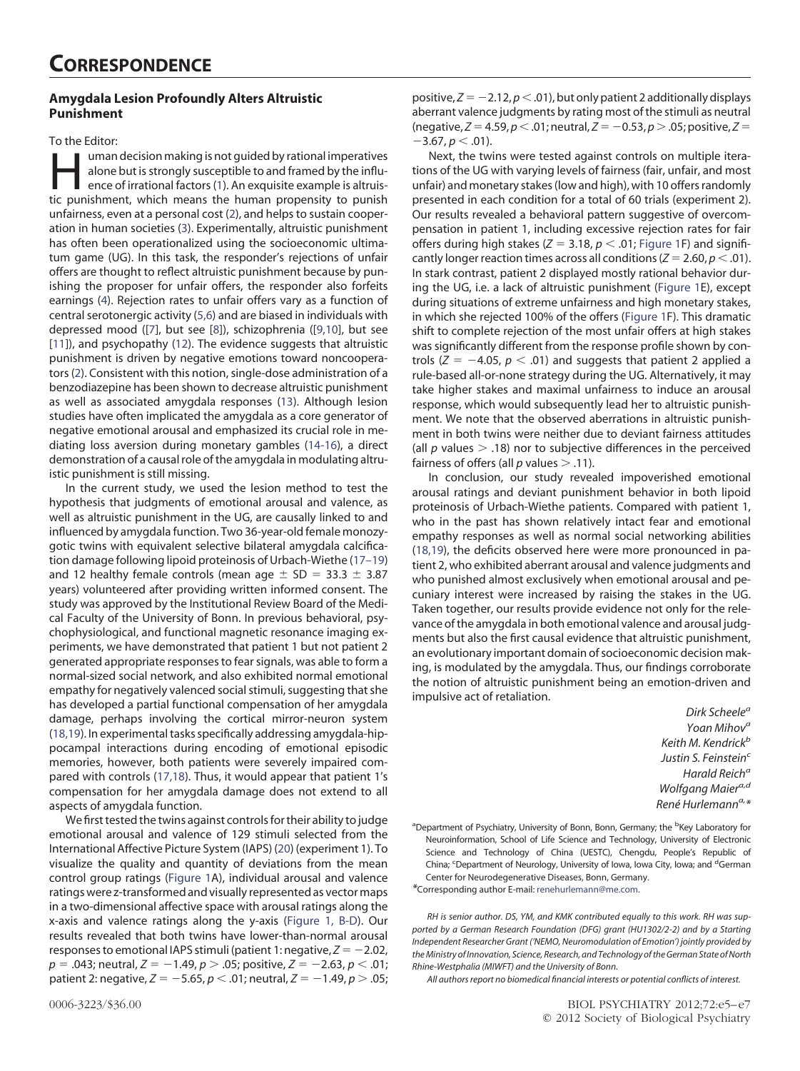# CORRESPONDENCE

## Amygdala Lesion Profoundly Alters Altruistic Punishment

To the Editor:

Human decision making is not guided by rational imperatives alone but is strongly susceptible to and framed by the influence of irrational factors (1). An exquisite example is altruistic punishment, which means the human propensity to punish unfairness, even at a personal cost (2), and helps to sustain cooperation in human societies (3). Experimentally, altruistic punishment has often been operationalized using the socioeconomic ultimatum game (UG). In this task, the responder's rejections of unfair offers are thought to reflect altruistic punishment because by punishing the proposer for unfair offers, the responder also forfeits earnings (4). Rejection rates to unfair offers vary as a function of central serotonergic activity (5,6) and are biased in individuals with depressed mood ([7], but see [8]), schizophrenia ([9,10], but see [11]), and psychopathy (12). The evidence suggests that altruistic punishment is driven by negative emotions toward noncooperators (2). Consistent with this notion, single-dose administration of a benzodiazepine has been shown to decrease altruistic punishment as well as associated amygdala responses (13). Although lesion studies have often implicated the amygdala as a core generator of negative emotional arousal and emphasized its crucial role in mediating loss aversion during monetary gambles (14-16), a direct demonstration of a causal role of the amygdala in modulating altruistic punishment is still missing.

In the current study, we used the lesion method to test the hypothesis that judgments of emotional arousal and valence, as well as altruistic punishment in the UG, are causally linked to and influenced by amygdala function. Two 36-year-old female monozygotic twins with equivalent selective bilateral amygdala calcification damage following lipoid proteinosis of Urbach-Wiethe (17–19) and 12 healthy female controls (mean age $\pm$ SD $= 33.3 \pm 3.87$ years) volunteered after providing written informed consent. The study was approved by the Institutional Review Board of the Medical Faculty of the University of Bonn. In previous behavioral, psychophysiological, and functional magnetic resonance imaging experiments, we have demonstrated that patient 1 but not patient 2 generated appropriate responses to fear signals, was able to form a normal-sized social network, and also exhibited normal emotional empathy for negatively valenced social stimuli, suggesting that she has developed a partial functional compensation of her amygdala damage, perhaps involving the cortical mirror-neuron system (18,19). In experimental tasks specifically addressing amygdala-hippocampal interactions during encoding of emotional episodic memories, however, both patients were severely impaired compared with controls (17,18). Thus, it would appear that patient 1's compensation for her amygdala damage does not extend to all aspects of amygdala function.

We first tested the twins against controls for their ability to judge emotional arousal and valence of 129 stimuli selected from the International Affective Picture System (IAPS) (20) (experiment 1). To visualize the quality and quantity of deviations from the mean control group ratings (Figure 1A), individual arousal and valence ratings were z-transformed and visually represented as vector maps in a two-dimensional affective space with arousal ratings along the x-axis and valence ratings along the y-axis (Figure 1, B-D). Our results revealed that both twins have lower-than-normal arousal responses to emotional IAPS stimuli (patient 1: negative, $Z = -2.02$, $p = .043$; neutral, $Z = -1.49$, $p > .05$; positive, $Z = -2.63$, $p < .01$; patient 2: negative, $Z = -5.65$, $p < .01$; neutral, $Z = -1.49$, $p > .05$; positive, $Z = -2.12$, $p < .01$), but only patient 2 additionally displays aberrant valence judgments by rating most of the stimuli as neutral (negative, $Z = 4.59$, $p < .01$; neutral, $Z = -0.53$, $p > .05$; positive, $Z = -3.67$, $p < .01$).

Next, the twins were tested against controls on multiple iterations of the UG with varying levels of fairness (fair, unfair, and most unfair) and monetary stakes (low and high), with 10 offers randomly presented in each condition for a total of 60 trials (experiment 2). Our results revealed a behavioral pattern suggestive of overcompensation in patient 1, including excessive rejection rates for fair offers during high stakes ($Z = 3.18$, $p < .01$; Figure 1F) and significantly longer reaction times across all conditions ($Z = 2.60$, $p < .01$). In stark contrast, patient 2 displayed mostly rational behavior during the UG, i.e. a lack of altruistic punishment (Figure 1E), except during situations of extreme unfairness and high monetary stakes, in which she rejected 100% of the offers (Figure 1F). This dramatic shift to complete rejection of the most unfair offers at high stakes was significantly different from the response profile shown by controls ($Z = -4.05$, $p < .01$) and suggests that patient 2 applied a rule-based all-or-none strategy during the UG. Alternatively, it may take higher stakes and maximal unfairness to induce an arousal response, which would subsequently lead her to altruistic punishment. We note that the observed aberrations in altruistic punishment in both twins were neither due to deviant fairness attitudes (all $p$ values $> .18$) nor to subjective differences in the perceived fairness of offers (all $p$ values $> .11$).

In conclusion, our study revealed impoverished emotional arousal ratings and deviant punishment behavior in both lipoid proteinosis of Urbach-Wiethe patients. Compared with patient 1, who in the past has shown relatively intact fear and emotional empathy responses as well as normal social networking abilities (18,19), the deficits observed here were more pronounced in patient 2, who exhibited aberrant arousal and valence judgments and who punished almost exclusively when emotional arousal and pecuniary interest were increased by raising the stakes in the UG. Taken together, our results provide evidence not only for the relevance of the amygdala in both emotional valence and arousal judgments but also the first causal evidence that altruistic punishment, an evolutionary important domain of socioeconomic decision making, is modulated by the amygdala. Thus, our findings corroborate the notion of altruistic punishment being an emotion-driven and impulsive act of retaliation.

*Dirk Scheele*[a]  
*Yoan Mihov*[a]  
*Keith M. Kendrick*[b]  
*Justin S. Feinstein*[c]  
*Harald Reich*[a]  
*Wolfgang Maier*[a,d]  
*René Hurlemann*[a,*]

[a]Department of Psychiatry, University of Bonn, Bonn, Germany; the [b]Key Laboratory for Neuroinformation, School of Life Science and Technology, University of Electronic Science and Technology of China (UESTC), Chengdu, People's Republic of China; [c]Department of Neurology, University of Iowa, Iowa City, Iowa; and [d]German Center for Neurodegenerative Diseases, Bonn, Germany.

*Corresponding author E-mail: renehurlemann@me.com.

*RH is senior author. DS, YM, and KMK contributed equally to this work. RH was supported by a German Research Foundation (DFG) grant (HU1302/2-2) and by a Starting Independent Researcher Grant ('NEMO, Neuromodulation of Emotion') jointly provided by the Ministry of Innovation, Science, Research, and Technology of the German State of North Rhine-Westphalia (MIWFT) and the University of Bonn.*

*All authors report no biomedical financial interests or potential conflicts of interest.*

0006-3223/$36.00

© 2012 Society of Biological Psychiatry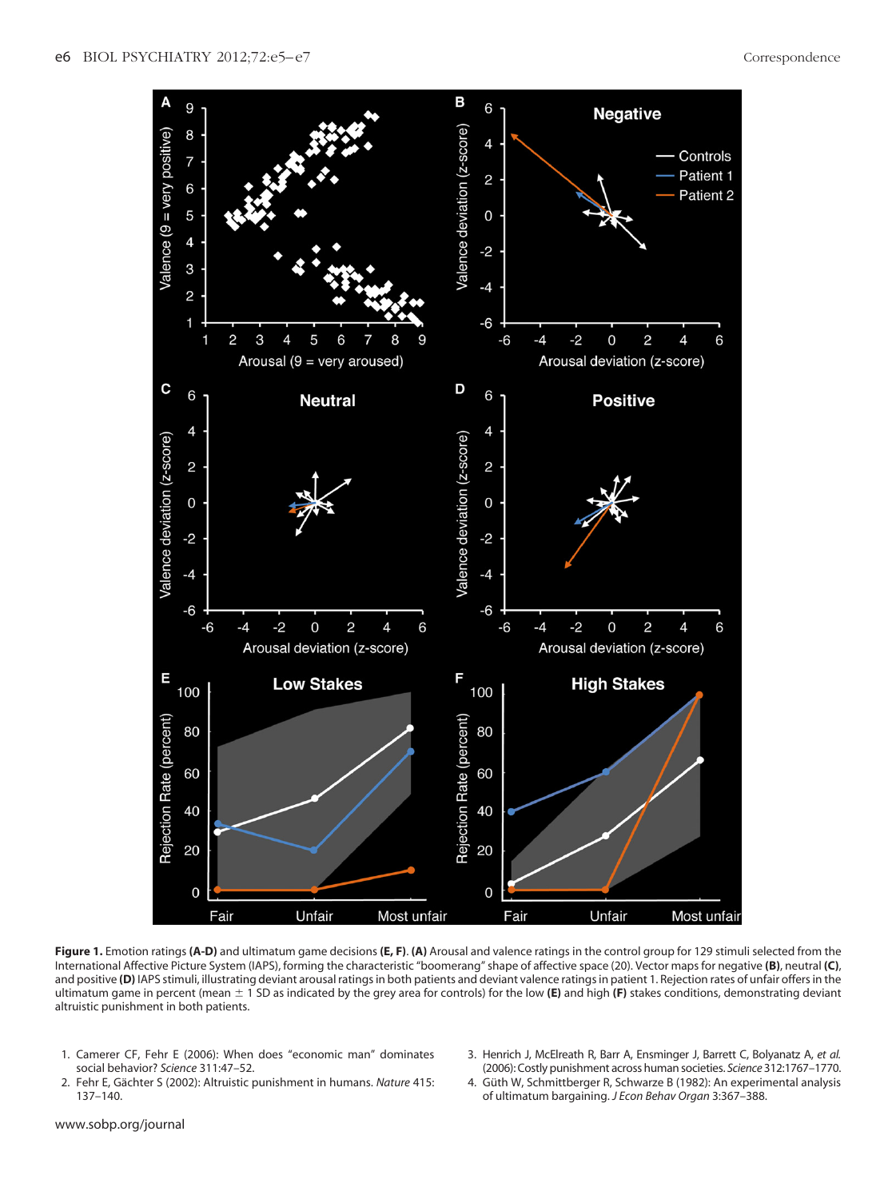**Figure 1.** Emotion ratings **(A-D)** and ultimatum game decisions **(E, F)**. **(A)** Arousal and valence ratings in the control group for 129 stimuli selected from the International Affective Picture System (IAPS), forming the characteristic "boomerang" shape of affective space (20). Vector maps for negative **(B)**, neutral **(C)**, and positive **(D)** IAPS stimuli, illustrating deviant arousal ratings in both patients and deviant valence ratings in patient 1. Rejection rates of unfair offers in the ultimatum game in percent (mean $\pm$ 1 SD as indicated by the grey area for controls) for the low **(E)** and high **(F)** stakes conditions, demonstrating deviant altruistic punishment in both patients.

1. Camerer CF, Fehr E (2006): When does "economic man" dominates social behavior? *Science* 311:47–52.
2. Fehr E, Gächter S (2002): Altruistic punishment in humans. *Nature* 415: 137–140.
3. Henrich J, McElreath R, Barr A, Ensminger J, Barrett C, Bolyanatz A, *et al.* (2006): Costly punishment across human societies. *Science* 312:1767–1770.
4. Güth W, Schmittberger R, Schwarze B (1982): An experimental analysis of ultimatum bargaining. *J Econ Behav Organ* 3:367–388.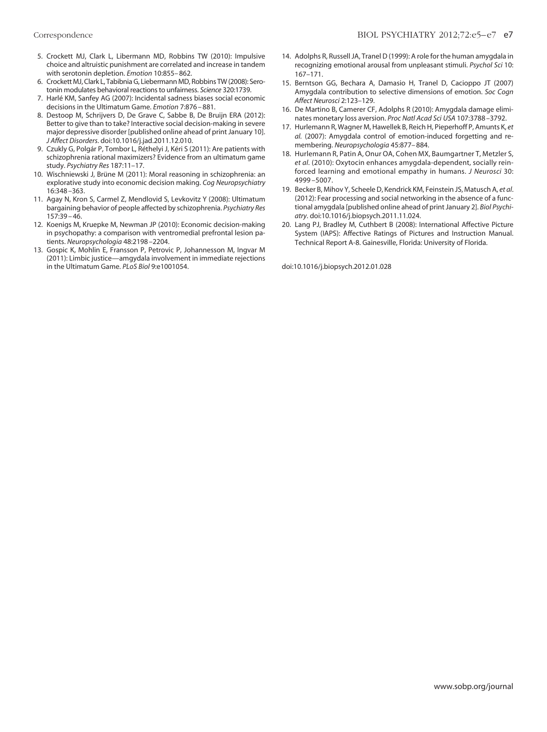5. Crockett MJ, Clark L, Libermann MD, Robbins TW (2010): Impulsive choice and altruistic punishment are correlated and increase in tandem with serotonin depletion. *Emotion* 10:855–862.
6. Crockett MJ, Clark L, Tabibnia G, Liebermann MD, Robbins TW (2008): Serotonin modulates behavioral reactions to unfairness. *Science* 320:1739.
7. Harlé KM, Sanfey AG (2007): Incidental sadness biases social economic decisions in the Ultimatum Game. *Emotion* 7:876–881.
8. Destoop M, Schrijvers D, De Grave C, Sabbe B, De Bruijn ERA (2012): Better to give than to take? Interactive social decision-making in severe major depressive disorder [published online ahead of print January 10]. *J Affect Disorders*. doi:10.1016/j.jad.2011.12.010.
9. Czukly G, Polgár P, Tombor L, Réthelyi J, Kéri S (2011): Are patients with schizophrenia rational maximizers? Evidence from an ultimatum game study. *Psychiatry Res* 187:11–17.
10. Wischniewski J, Brüne M (2011): Moral reasoning in schizophrenia: an explorative study into economic decision making. *Cog Neuropsychiatry* 16:348–363.
11. Agay N, Kron S, Carmel Z, Mendlovid S, Levkovitz Y (2008): Ultimatum bargaining behavior of people affected by schizophrenia. *Psychiatry Res* 157:39–46.
12. Koenigs M, Kruepke M, Newman JP (2010): Economic decision-making in psychopathy: a comparison with ventromedial prefrontal lesion patients. *Neuropsychologia* 48:2198–2204.
13. Gospic K, Mohlin E, Fransson P, Petrovic P, Johannesson M, Ingvar M (2011): Limbic justice—amgydala involvement in immediate rejections in the Ultimatum Game. *PLoS Biol* 9:e1001054.
14. Adolphs R, Russell JA, Tranel D (1999): A role for the human amygdala in recognizing emotional arousal from unpleasant stimuli. *Psychol Sci* 10: 167–171.
15. Berntson GG, Bechara A, Damasio H, Tranel D, Cacioppo JT (2007) Amygdala contribution to selective dimensions of emotion. *Soc Cogn Affect Neurosci* 2:123–129.
16. De Martino B, Camerer CF, Adolphs R (2010): Amygdala damage eliminates monetary loss aversion. *Proc Natl Acad Sci USA* 107:3788–3792.
17. Hurlemann R, Wagner M, Hawellek B, Reich H, Pieperhoff P, Amunts K, *et al.* (2007): Amygdala control of emotion-induced forgetting and remembering. *Neuropsychologia* 45:877–884.
18. Hurlemann R, Patin A, Onur OA, Cohen MX, Baumgartner T, Metzler S, *et al*. (2010): Oxytocin enhances amygdala-dependent, socially reinforced learning and emotional empathy in humans. *J Neurosci* 30: 4999–5007.
19. Becker B, Mihov Y, Scheele D, Kendrick KM, Feinstein JS, Matusch A, *et al*. (2012): Fear processing and social networking in the absence of a functional amygdala [published online ahead of print January 2]. *Biol Psychiatry*. doi:10.1016/j.biopsych.2011.11.024.
20. Lang PJ, Bradley M, Cuthbert B (2008): International Affective Picture System (IAPS): Affective Ratings of Pictures and Instruction Manual. Technical Report A-8. Gainesville, Florida: University of Florida.

doi:10.1016/j.biopsych.2012.01.028